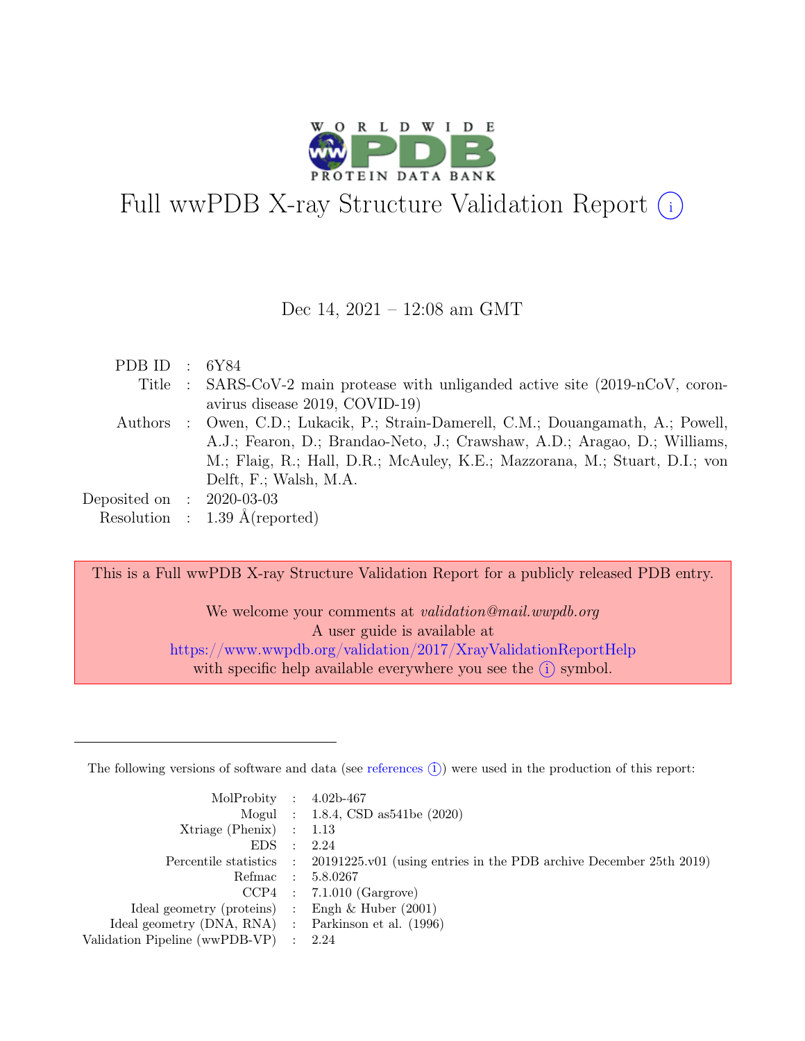# Full wwPDB X-ray Structure Validation Report (i)

Dec 14, 2021 – 12:08 am GMT

| | | |
|---|---|---|
| PDB ID | : | 6Y84 |
| Title | : | SARS-CoV-2 main protease with unliganded active site (2019-nCoV, coronavirus disease 2019, COVID-19) |
| Authors | : | Owen, C.D.; Lukacik, P.; Strain-Damerell, C.M.; Douangamath, A.; Powell, A.J.; Fearon, D.; Brandao-Neto, J.; Crawshaw, A.D.; Aragao, D.; Williams, M.; Flaig, R.; Hall, D.R.; McAuley, K.E.; Mazzorana, M.; Stuart, D.I.; von Delft, F.; Walsh, M.A. |
| Deposited on | : | 2020-03-03 |
| Resolution | : | 1.39 Å(reported) |

This is a Full wwPDB X-ray Structure Validation Report for a publicly released PDB entry.

We welcome your comments at *validation@mail.wwpdb.org*
A user guide is available at
https://www.wwpdb.org/validation/2017/XrayValidationReportHelp
with specific help available everywhere you see the (i) symbol.

---

The following versions of software and data (see references (i)) were used in the production of this report:

| | | |
|---|---|---|
| MolProbity | : | 4.02b-467 |
| Mogul | : | 1.8.4, CSD as541be (2020) |
| Xtriage (Phenix) | : | 1.13 |
| EDS | : | 2.24 |
| Percentile statistics | : | 20191225.v01 (using entries in the PDB archive December 25th 2019) |
| Refmac | : | 5.8.0267 |
| CCP4 | : | 7.1.010 (Gargrove) |
| Ideal geometry (proteins) | : | Engh & Huber (2001) |
| Ideal geometry (DNA, RNA) | : | Parkinson et al. (1996) |
| Validation Pipeline (wwPDB-VP) | : | 2.24 |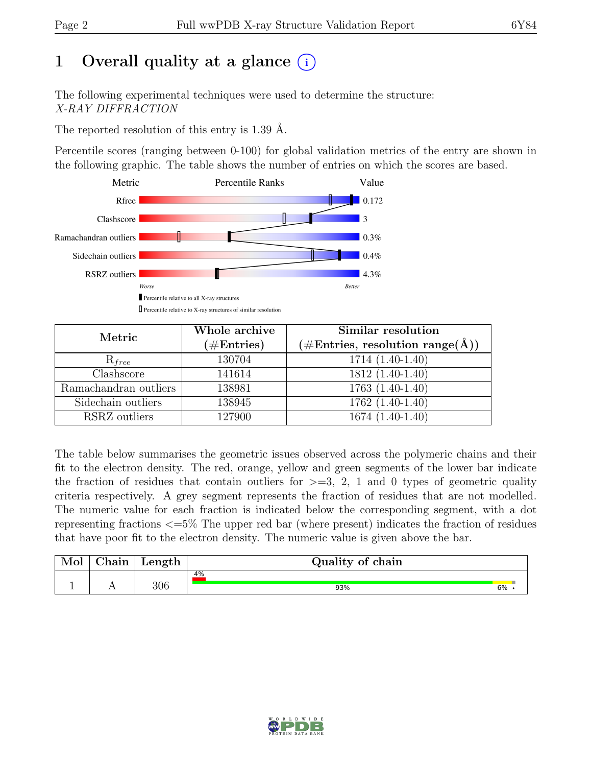# 1 Overall quality at a glance (i)

The following experimental techniques were used to determine the structure:
*X-RAY DIFFRACTION*

The reported resolution of this entry is 1.39 Å.

Percentile scores (ranging between 0-100) for global validation metrics of the entry are shown in the following graphic. The table shows the number of entries on which the scores are based.

Metric
Percentile Ranks
Value

Rfree
0.172

Clashscore
3

Ramachandran outliers
0.3%

Sidechain outliers
0.4%

RSRZ outliers
4.3%

Worse
Better

Percentile relative to all X-ray structures
Percentile relative to X-ray structures of similar resolution

| Metric | Whole archive (#Entries) | Similar resolution (#Entries, resolution range(Å)) |
|---|---|---|
| $R_{free}$ | 130704 | 1714 (1.40-1.40) |
| Clashscore | 141614 | 1812 (1.40-1.40) |
| Ramachandran outliers | 138981 | 1763 (1.40-1.40) |
| Sidechain outliers | 138945 | 1762 (1.40-1.40) |
| RSRZ outliers | 127900 | 1674 (1.40-1.40) |

The table below summarises the geometric issues observed across the polymeric chains and their fit to the electron density. The red, orange, yellow and green segments of the lower bar indicate the fraction of residues that contain outliers for >=3, 2, 1 and 0 types of geometric quality criteria respectively. A grey segment represents the fraction of residues that are not modelled. The numeric value for each fraction is indicated below the corresponding segment, with a dot representing fractions <=5% The upper red bar (where present) indicates the fraction of residues that have poor fit to the electron density. The numeric value is given above the bar.

| Mol | Chain | Length | Quality of chain |
|---|---|---|---|
| 1 | A | 306 | 4%<br>93% 6% • |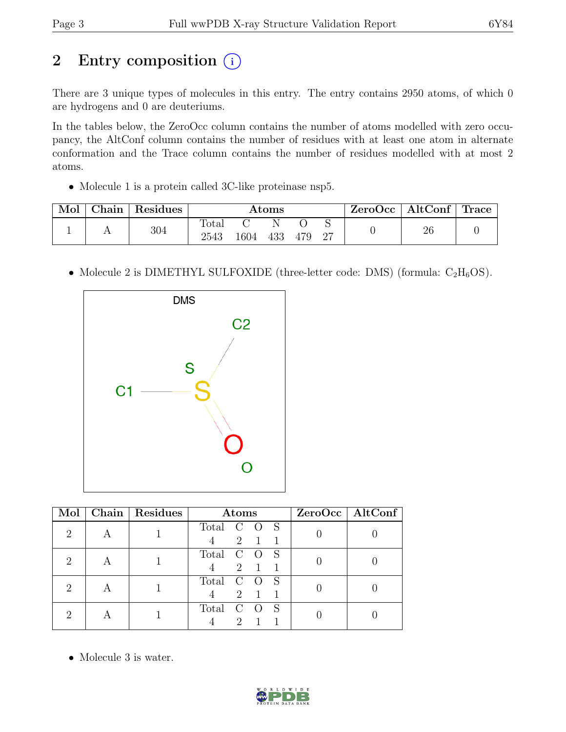# 2 Entry composition (i)

There are 3 unique types of molecules in this entry. The entry contains 2950 atoms, of which 0 are hydrogens and 0 are deuteriums.

In the tables below, the ZeroOcc column contains the number of atoms modelled with zero occupancy, the AltConf column contains the number of residues with at least one atom in alternate conformation and the Trace column contains the number of residues modelled with at most 2 atoms.

- Molecule 1 is a protein called 3C-like proteinase nsp5.

| Mol | Chain | Residues | Atoms | | | | | ZeroOcc | AltConf | Trace |
|---|---|---|---|---|---|---|---|---|---|---|
| | | | Total | C | N | O | S | | | |
| 1 | A | 304 | 2543 | 1604 | 433 | 479 | 27 | 0 | 26 | 0 |

- Molecule 2 is DIMETHYL SULFOXIDE (three-letter code: DMS) (formula: $C_2H_6OS$).

DMS

C2

S

C1

O

| Mol | Chain | Residues | Atoms | | | | ZeroOcc | AltConf |
|---|---|---|---|---|---|---|---|---|
| | | | Total | C | O | S | | |
| 2 | A | 1 | 4 | 2 | 1 | 1 | 0 | 0 |
| 2 | A | 1 | 4 | 2 | 1 | 1 | 0 | 0 |
| 2 | A | 1 | 4 | 2 | 1 | 1 | 0 | 0 |
| 2 | A | 1 | 4 | 2 | 1 | 1 | 0 | 0 |

- Molecule 3 is water.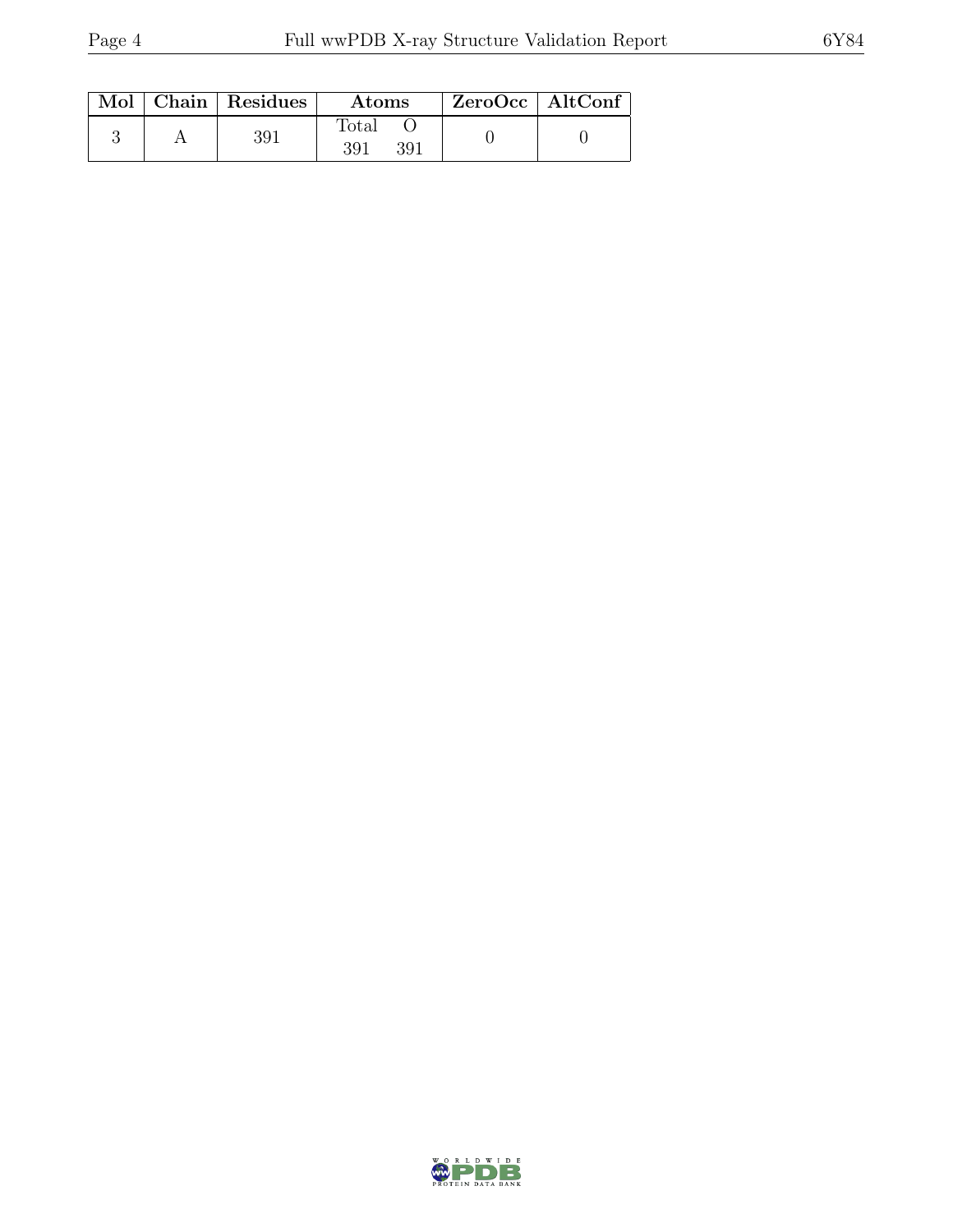| Mol | Chain | Residues | Atoms | | ZeroOcc | AltConf |
|---|---|---|---|---|---|---|
| | | | Total | O | | |
| 3 | A | 391 | 391 | 391 | 0 | 0 |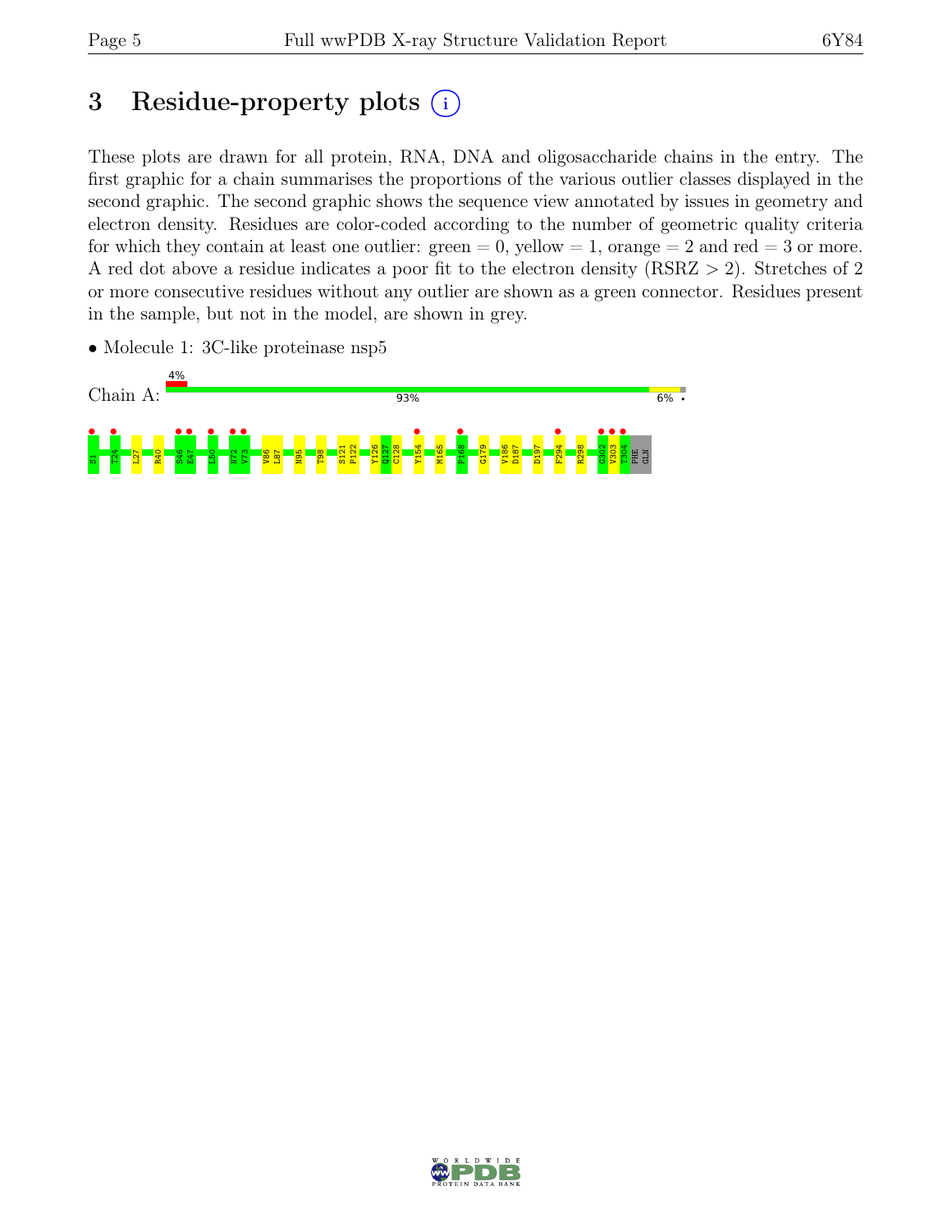# 3 Residue-property plots

These plots are drawn for all protein, RNA, DNA and oligosaccharide chains in the entry. The first graphic for a chain summarises the proportions of the various outlier classes displayed in the second graphic. The second graphic shows the sequence view annotated by issues in geometry and electron density. Residues are color-coded according to the number of geometric quality criteria for which they contain at least one outlier: green = 0, yellow = 1, orange = 2 and red = 3 or more. A red dot above a residue indicates a poor fit to the electron density (RSRZ > 2). Stretches of 2 or more consecutive residues without any outlier are shown as a green connector. Residues present in the sample, but not in the model, are shown in grey.

- Molecule 1: 3C-like proteinase nsp5

Chain A:

4%

93%

6%

•

S1
T24
L27
R40
S46
E47
L50
N72
V73
V86
L87
N95
T98
S121
P122
Y126
Q127
C128
Y154
M165
P168
G179
V186
D187
D197
F294
R298
G302
V303
T304
PHE
GLN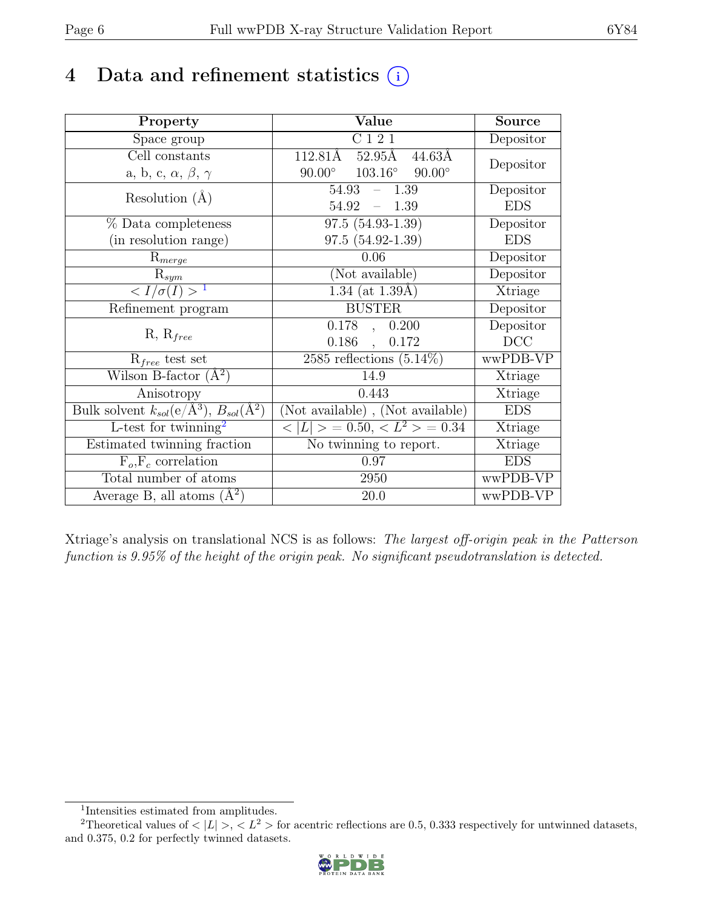# 4 Data and refinement statistics

| Property | Value | Source |
|---|---|---|
| Space group | C 1 2 1 | Depositor |
| Cell constants<br>a, b, c, $\alpha$, $\beta$, $\gamma$ | 112.81Å 52.95Å 44.63Å<br>90.00° 103.16° 90.00° | Depositor |
| Resolution (Å) | 54.93 – 1.39<br>54.92 – 1.39 | Depositor<br>EDS |
| % Data completeness<br>(in resolution range) | 97.5 (54.93-1.39)<br>97.5 (54.92-1.39) | Depositor<br>EDS |
| $R_{merge}$ | 0.06 | Depositor |
| $R_{sym}$ | (Not available) | Depositor |
| $< I/\sigma(I) >$ [1] | 1.34 (at 1.39Å) | Xtriage |
| Refinement program | BUSTER | Depositor |
| R, $R_{free}$ | 0.178 , 0.200<br>0.186 , 0.172 | Depositor<br>DCC |
| $R_{free}$ test set | 2585 reflections (5.14%) | wwPDB-VP |
| Wilson B-factor (Å$^2$) | 14.9 | Xtriage |
| Anisotropy | 0.443 | Xtriage |
| Bulk solvent $k_{sol}$(e/Å$^3$), $B_{sol}$(Å$^2$) | (Not available) , (Not available) | EDS |
| L-test for twinning[2] | $< \|L\| > = 0.50$, $< L^2 > = 0.34$ | Xtriage |
| Estimated twinning fraction | No twinning to report. | Xtriage |
| $F_o$,$F_c$ correlation | 0.97 | EDS |
| Total number of atoms | 2950 | wwPDB-VP |
| Average B, all atoms (Å$^2$) | 20.0 | wwPDB-VP |

Xtriage's analysis on translational NCS is as follows: *The largest off-origin peak in the Patterson function is 9.95% of the height of the origin peak. No significant pseudotranslation is detected.*

[1] Intensities estimated from amplitudes.

[2] Theoretical values of $< |L| >$, $< L^2 >$ for acentric reflections are 0.5, 0.333 respectively for untwinned datasets, and 0.375, 0.2 for perfectly twinned datasets.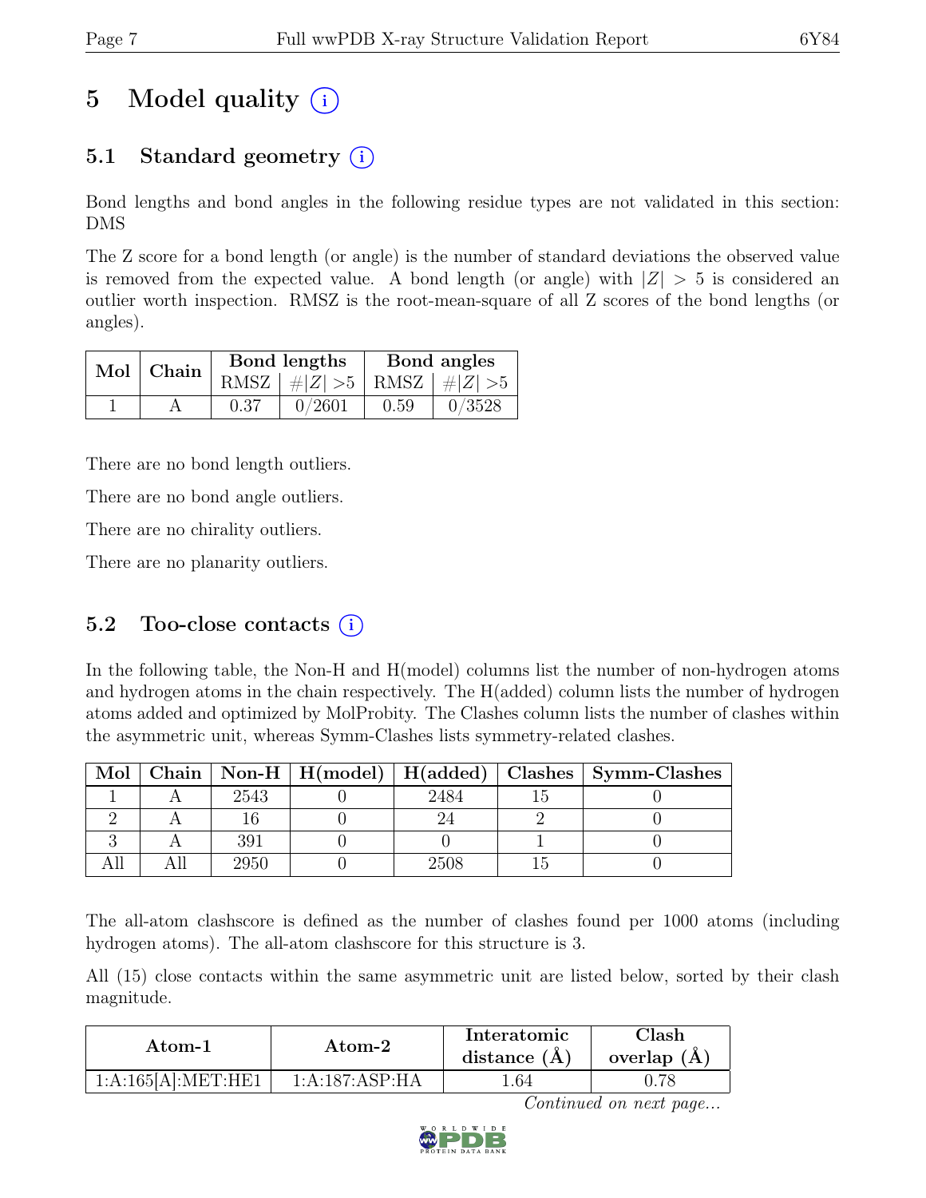# 5 Model quality

## 5.1 Standard geometry

Bond lengths and bond angles in the following residue types are not validated in this section: DMS

The Z score for a bond length (or angle) is the number of standard deviations the observed value is removed from the expected value. A bond length (or angle) with $|Z| > 5$ is considered an outlier worth inspection. RMSZ is the root-mean-square of all Z scores of the bond lengths (or angles).

| Mol | Chain | Bond lengths | | Bond angles | |
|---|---|---|---|---|---|
| | | RMSZ | $\#\|Z\| > 5$ | RMSZ | $\#\|Z\| > 5$ |
| 1 | A | 0.37 | 0/2601 | 0.59 | 0/3528 |

There are no bond length outliers.

There are no bond angle outliers.

There are no chirality outliers.

There are no planarity outliers.

## 5.2 Too-close contacts

In the following table, the Non-H and H(model) columns list the number of non-hydrogen atoms and hydrogen atoms in the chain respectively. The H(added) column lists the number of hydrogen atoms added and optimized by MolProbity. The Clashes column lists the number of clashes within the asymmetric unit, whereas Symm-Clashes lists symmetry-related clashes.

| Mol | Chain | Non-H | H(model) | H(added) | Clashes | Symm-Clashes |
|---|---|---|---|---|---|---|
| 1 | A | 2543 | 0 | 2484 | 15 | 0 |
| 2 | A | 16 | 0 | 24 | 2 | 0 |
| 3 | A | 391 | 0 | 0 | 1 | 0 |
| All | All | 2950 | 0 | 2508 | 15 | 0 |

The all-atom clashscore is defined as the number of clashes found per 1000 atoms (including hydrogen atoms). The all-atom clashscore for this structure is 3.

All (15) close contacts within the same asymmetric unit are listed below, sorted by their clash magnitude.

| Atom-1 | Atom-2 | Interatomic distance (Å) | Clash overlap (Å) |
|---|---|---|---|
| 1:A:165[A]:MET:HE1 | 1:A:187:ASP:HA | 1.64 | 0.78 |

*Continued on next page...*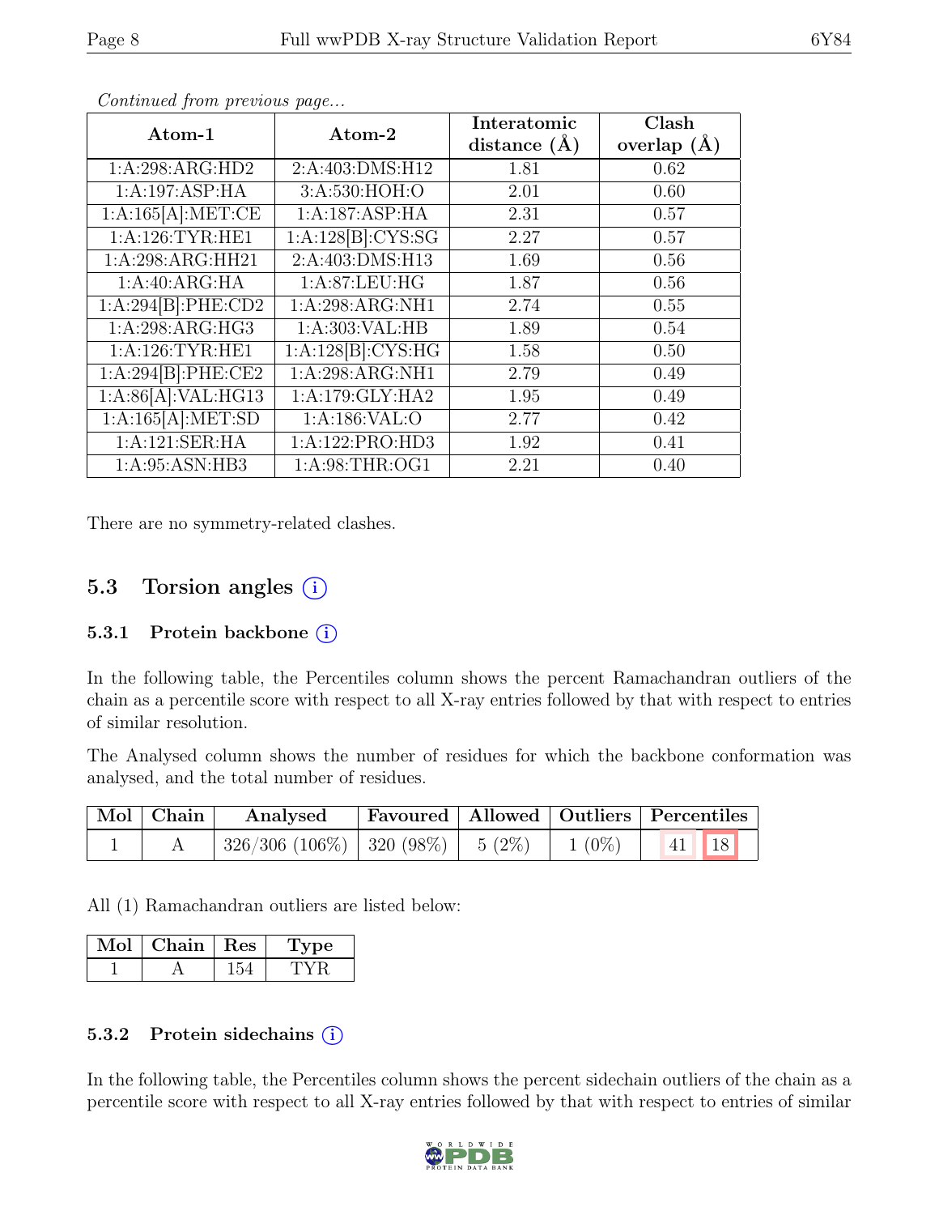*Continued from previous page...*

| Atom-1 | Atom-2 | Interatomic distance (Å) | Clash overlap (Å) |
|---|---|---|---|
| 1:A:298:ARG:HD2 | 2:A:403:DMS:H12 | 1.81 | 0.62 |
| 1:A:197:ASP:HA | 3:A:530:HOH:O | 2.01 | 0.60 |
| 1:A:165[A]:MET:CE | 1:A:187:ASP:HA | 2.31 | 0.57 |
| 1:A:126:TYR:HE1 | 1:A:128[B]:CYS:SG | 2.27 | 0.57 |
| 1:A:298:ARG:HH21 | 2:A:403:DMS:H13 | 1.69 | 0.56 |
| 1:A:40:ARG:HA | 1:A:87:LEU:HG | 1.87 | 0.56 |
| 1:A:294[B]:PHE:CD2 | 1:A:298:ARG:NH1 | 2.74 | 0.55 |
| 1:A:298:ARG:HG3 | 1:A:303:VAL:HB | 1.89 | 0.54 |
| 1:A:126:TYR:HE1 | 1:A:128[B]:CYS:HG | 1.58 | 0.50 |
| 1:A:294[B]:PHE:CE2 | 1:A:298:ARG:NH1 | 2.79 | 0.49 |
| 1:A:86[A]:VAL:HG13 | 1:A:179:GLY:HA2 | 1.95 | 0.49 |
| 1:A:165[A]:MET:SD | 1:A:186:VAL:O | 2.77 | 0.42 |
| 1:A:121:SER:HA | 1:A:122:PRO:HD3 | 1.92 | 0.41 |
| 1:A:95:ASN:HB3 | 1:A:98:THR:OG1 | 2.21 | 0.40 |

There are no symmetry-related clashes.

## 5.3 Torsion angles (i)

### 5.3.1 Protein backbone (i)

In the following table, the Percentiles column shows the percent Ramachandran outliers of the chain as a percentile score with respect to all X-ray entries followed by that with respect to entries of similar resolution.

The Analysed column shows the number of residues for which the backbone conformation was analysed, and the total number of residues.

| Mol | Chain | Analysed | Favoured | Allowed | Outliers | Percentiles | |
|---|---|---|---|---|---|---|---|
| 1 | A | 326/306 (106%) | 320 (98%) | 5 (2%) | 1 (0%) | 41 | 18 |

All (1) Ramachandran outliers are listed below:

| Mol | Chain | Res | Type |
|---|---|---|---|
| 1 | A | 154 | TYR |

### 5.3.2 Protein sidechains (i)

In the following table, the Percentiles column shows the percent sidechain outliers of the chain as a percentile score with respect to all X-ray entries followed by that with respect to entries of similar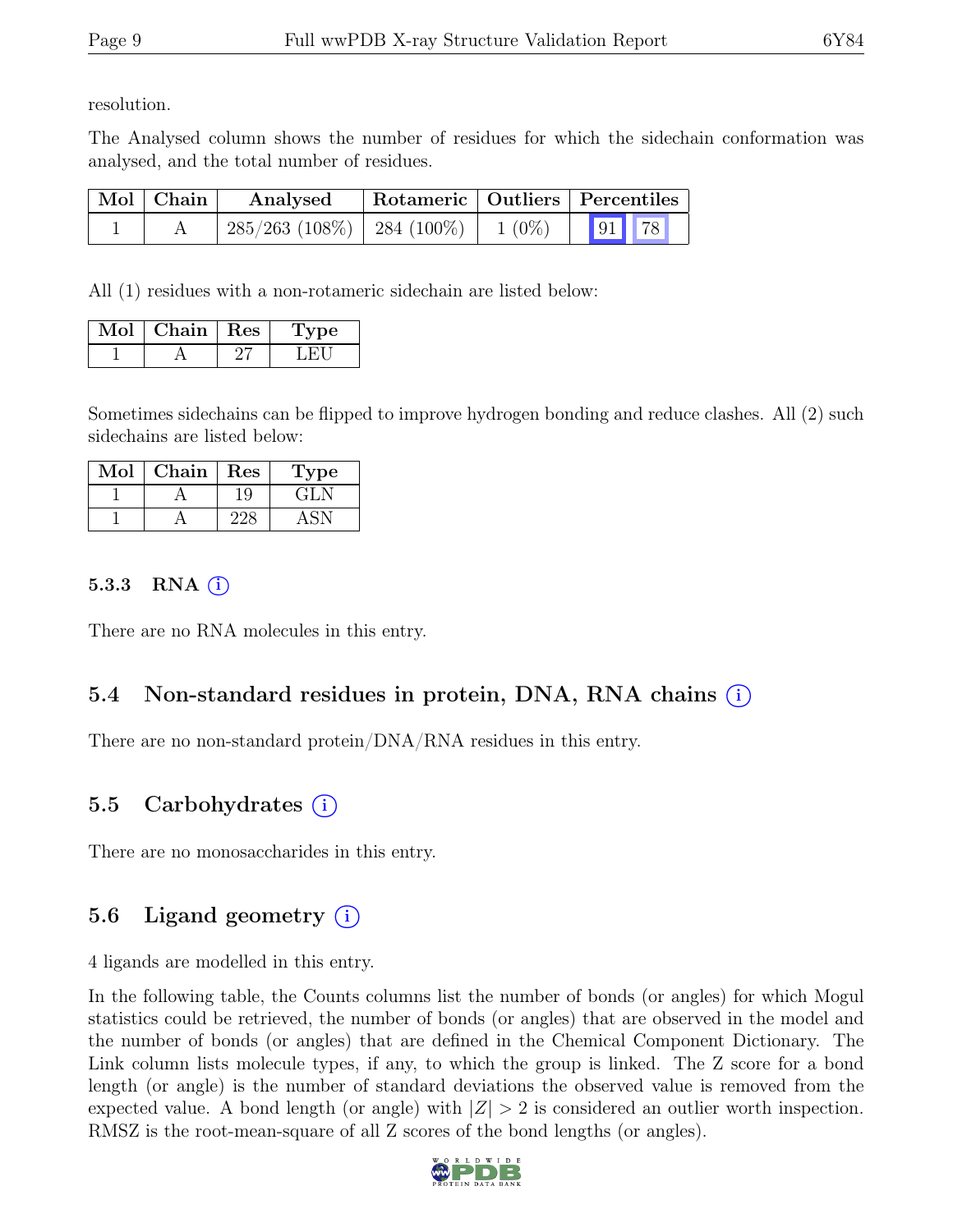resolution.

The Analysed column shows the number of residues for which the sidechain conformation was analysed, and the total number of residues.

| Mol | Chain | Analysed | Rotameric | Outliers | Percentiles | |
|---|---|---|---|---|---|---|
| 1 | A | 285/263 (108%) | 284 (100%) | 1 (0%) | 91 | 78 |

All (1) residues with a non-rotameric sidechain are listed below:

| Mol | Chain | Res | Type |
|---|---|---|---|
| 1 | A | 27 | LEU |

Sometimes sidechains can be flipped to improve hydrogen bonding and reduce clashes. All (2) such sidechains are listed below:

| Mol | Chain | Res | Type |
|---|---|---|---|
| 1 | A | 19 | GLN |
| 1 | A | 228 | ASN |

### 5.3.3 RNA

There are no RNA molecules in this entry.

## 5.4 Non-standard residues in protein, DNA, RNA chains

There are no non-standard protein/DNA/RNA residues in this entry.

## 5.5 Carbohydrates

There are no monosaccharides in this entry.

## 5.6 Ligand geometry

4 ligands are modelled in this entry.

In the following table, the Counts columns list the number of bonds (or angles) for which Mogul statistics could be retrieved, the number of bonds (or angles) that are observed in the model and the number of bonds (or angles) that are defined in the Chemical Component Dictionary. The Link column lists molecule types, if any, to which the group is linked. The Z score for a bond length (or angle) is the number of standard deviations the observed value is removed from the expected value. A bond length (or angle) with $|Z| > 2$ is considered an outlier worth inspection. RMSZ is the root-mean-square of all Z scores of the bond lengths (or angles).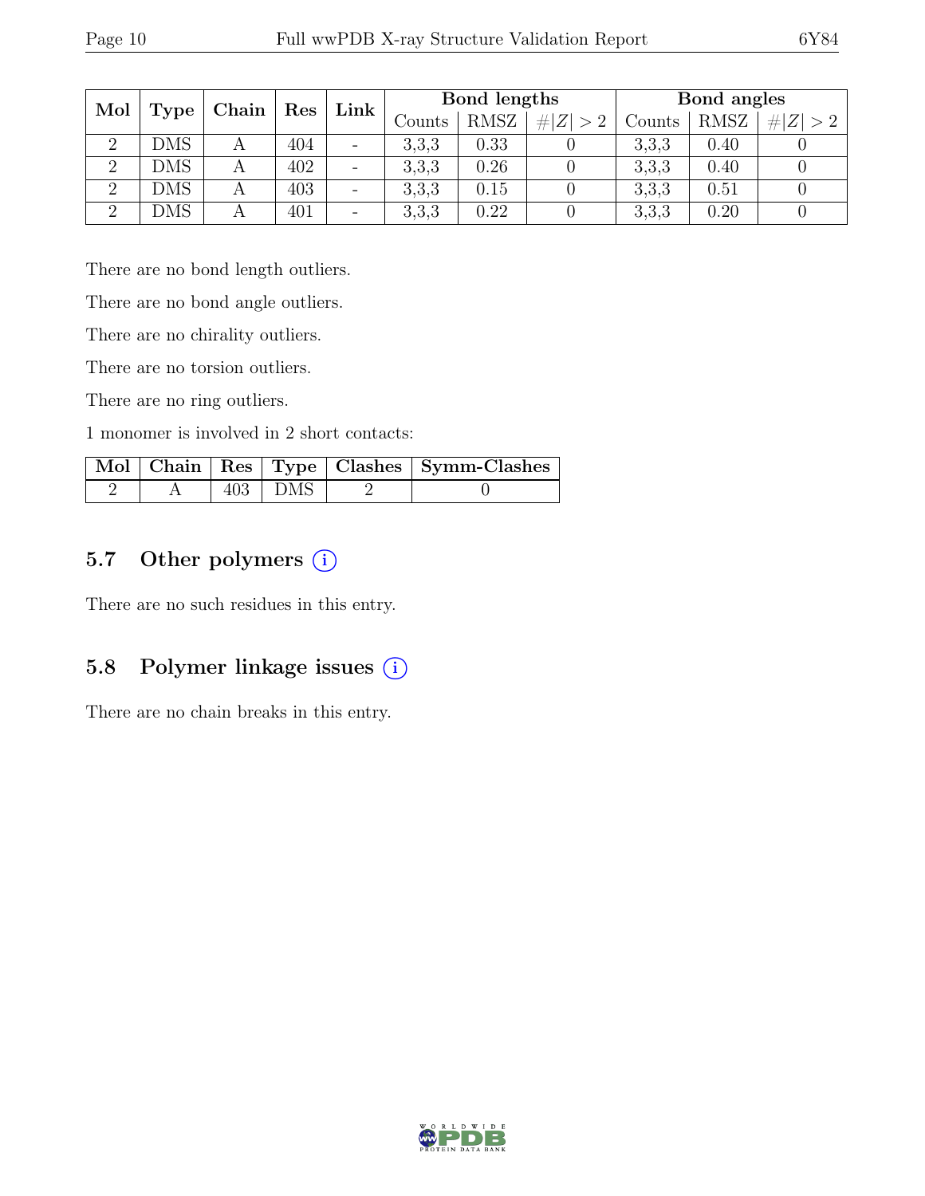| Mol | Type | Chain | Res | Link | Bond lengths | | | Bond angles | | |
|---|---|---|---|---|---|---|---|---|---|---|
| | | | | | Counts | RMSZ | $\#\|Z\| > 2$ | Counts | RMSZ | $\#\|Z\| > 2$ |
| 2 | DMS | A | 404 | - | 3,3,3 | 0.33 | 0 | 3,3,3 | 0.40 | 0 |
| 2 | DMS | A | 402 | - | 3,3,3 | 0.26 | 0 | 3,3,3 | 0.40 | 0 |
| 2 | DMS | A | 403 | - | 3,3,3 | 0.15 | 0 | 3,3,3 | 0.51 | 0 |
| 2 | DMS | A | 401 | - | 3,3,3 | 0.22 | 0 | 3,3,3 | 0.20 | 0 |

There are no bond length outliers.

There are no bond angle outliers.

There are no chirality outliers.

There are no torsion outliers.

There are no ring outliers.

1 monomer is involved in 2 short contacts:

| Mol | Chain | Res | Type | Clashes | Symm-Clashes |
|---|---|---|---|---|---|
| 2 | A | 403 | DMS | 2 | 0 |

## 5.7 Other polymers

There are no such residues in this entry.

## 5.8 Polymer linkage issues

There are no chain breaks in this entry.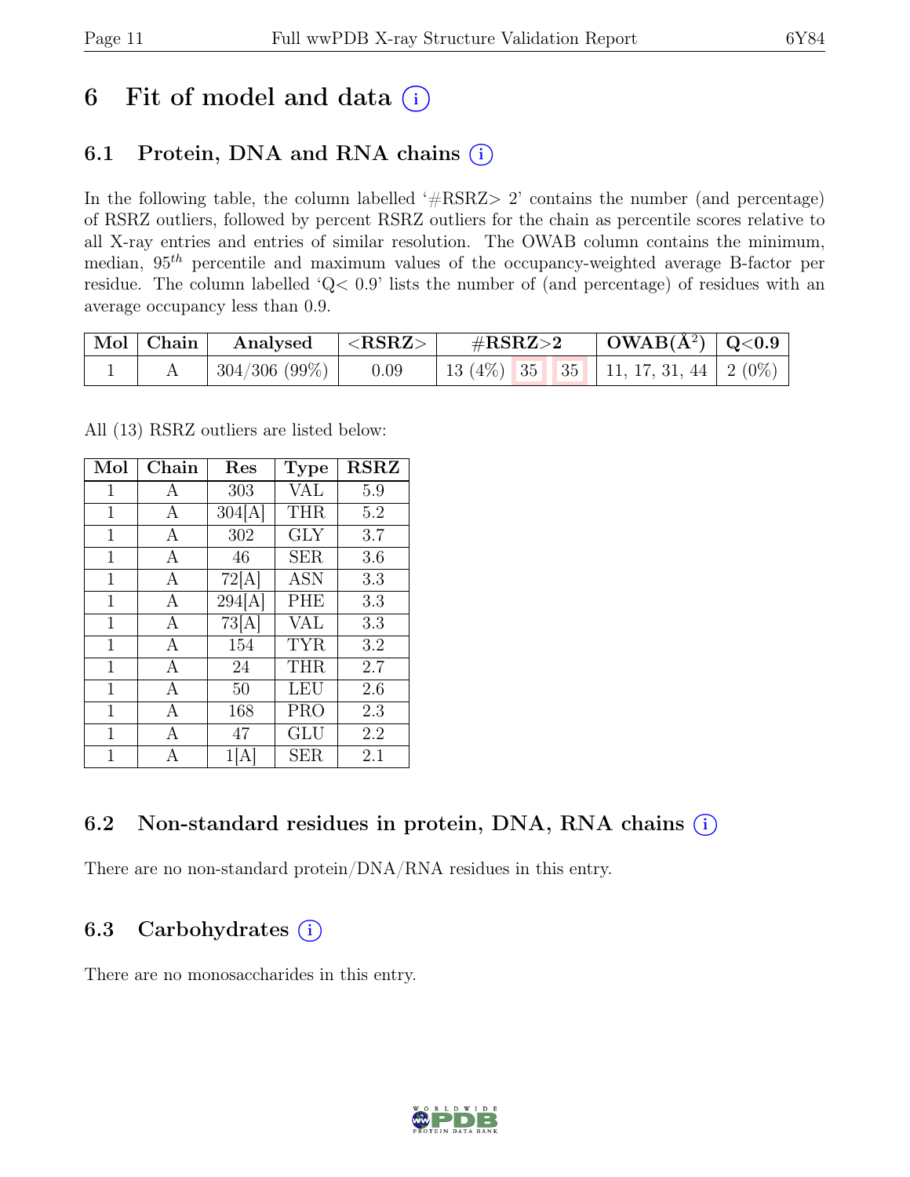# 6 Fit of model and data (i)

## 6.1 Protein, DNA and RNA chains (i)

In the following table, the column labelled '#RSRZ> 2' contains the number (and percentage) of RSRZ outliers, followed by percent RSRZ outliers for the chain as percentile scores relative to all X-ray entries and entries of similar resolution. The OWAB column contains the minimum, median, $95^{th}$ percentile and maximum values of the occupancy-weighted average B-factor per residue. The column labelled 'Q< 0.9' lists the number of (and percentage) of residues with an average occupancy less than 0.9.

| Mol | Chain | Analysed | <RSRZ> | #RSRZ>2 | | | OWAB(Å$^2$) | Q<0.9 |
|---|---|---|---|---|---|---|---|---|
| 1 | A | 304/306 (99%) | 0.09 | 13 (4%) | 35 | 35 | 11, 17, 31, 44 | 2 (0%) |

All (13) RSRZ outliers are listed below:

| Mol | Chain | Res | Type | RSRZ |
|---|---|---|---|---|
| 1 | A | 303 | VAL | 5.9 |
| 1 | A | 304[A] | THR | 5.2 |
| 1 | A | 302 | GLY | 3.7 |
| 1 | A | 46 | SER | 3.6 |
| 1 | A | 72[A] | ASN | 3.3 |
| 1 | A | 294[A] | PHE | 3.3 |
| 1 | A | 73[A] | VAL | 3.3 |
| 1 | A | 154 | TYR | 3.2 |
| 1 | A | 24 | THR | 2.7 |
| 1 | A | 50 | LEU | 2.6 |
| 1 | A | 168 | PRO | 2.3 |
| 1 | A | 47 | GLU | 2.2 |
| 1 | A | 1[A] | SER | 2.1 |

## 6.2 Non-standard residues in protein, DNA, RNA chains (i)

There are no non-standard protein/DNA/RNA residues in this entry.

## 6.3 Carbohydrates (i)

There are no monosaccharides in this entry.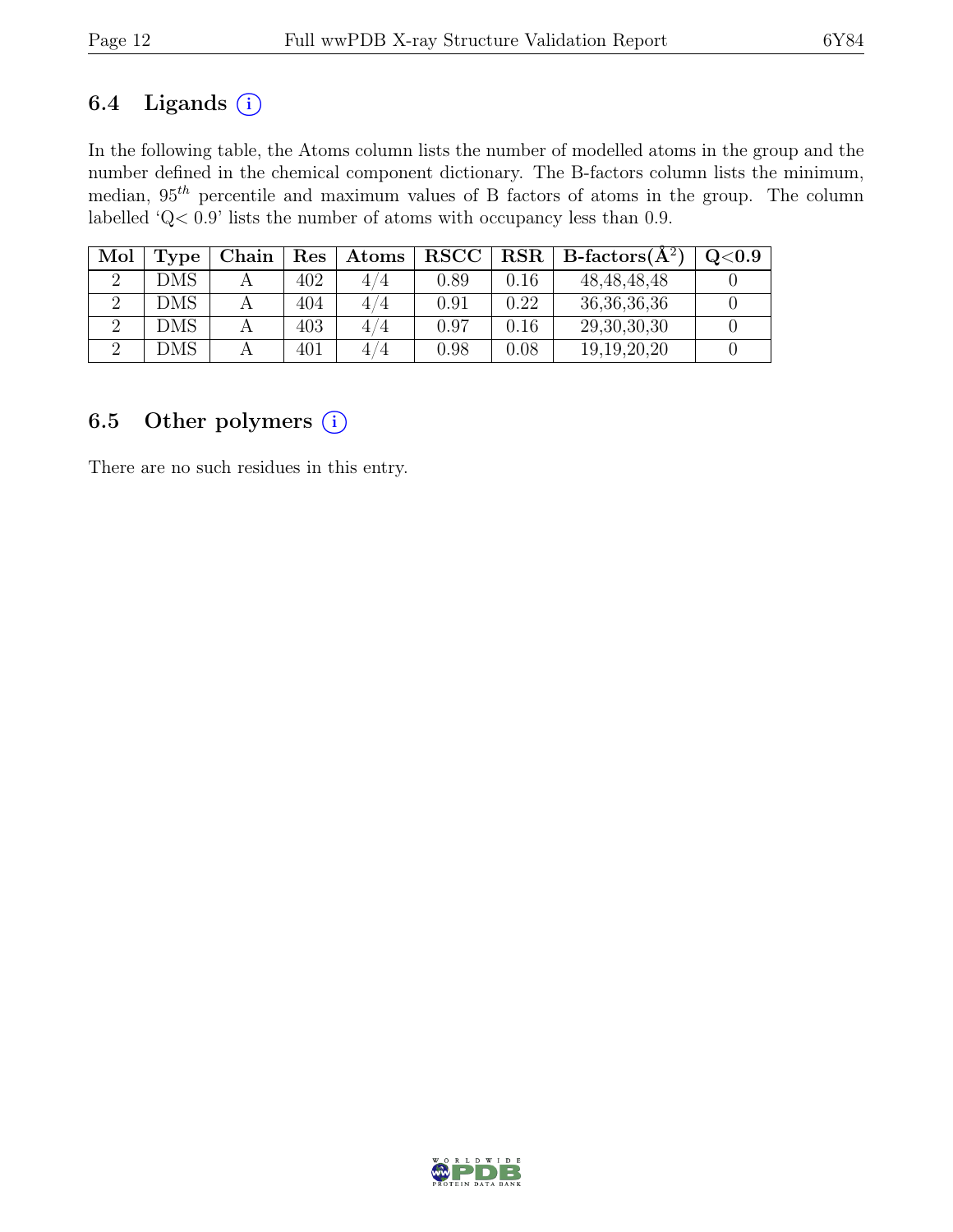## 6.4 Ligands (i)

In the following table, the Atoms column lists the number of modelled atoms in the group and the number defined in the chemical component dictionary. The B-factors column lists the minimum, median, $95^{th}$ percentile and maximum values of B factors of atoms in the group. The column labelled 'Q< 0.9' lists the number of atoms with occupancy less than 0.9.

| Mol | Type | Chain | Res | Atoms | RSCC | RSR | B-factors($Å^2$) | Q<0.9 |
|---|---|---|---|---|---|---|---|---|
| 2 | DMS | A | 402 | 4/4 | 0.89 | 0.16 | 48,48,48,48 | 0 |
| 2 | DMS | A | 404 | 4/4 | 0.91 | 0.22 | 36,36,36,36 | 0 |
| 2 | DMS | A | 403 | 4/4 | 0.97 | 0.16 | 29,30,30,30 | 0 |
| 2 | DMS | A | 401 | 4/4 | 0.98 | 0.08 | 19,19,20,20 | 0 |

## 6.5 Other polymers (i)

There are no such residues in this entry.